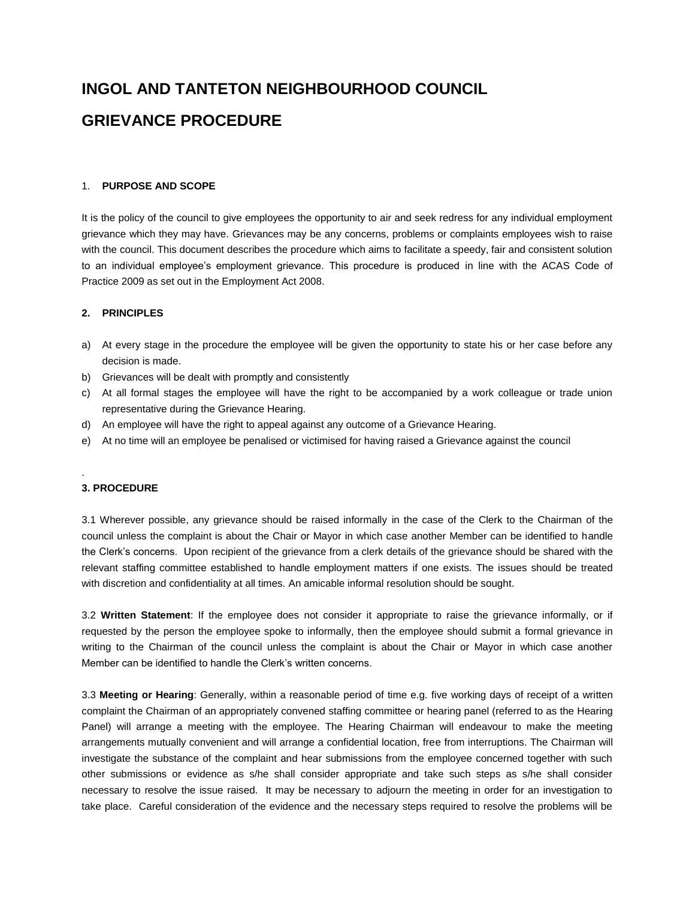# INGOL AND TANTETON NEIGHBOURHOOD COUNCIL

# GRIEVANCE PROCEDURE

## 1. PURPOSE AND SCOPE

It is the policy of the council to give employees the opportunity to air and seek redress for any individual employment grievance which they may have. Grievances may be any concerns, problems or complaints employees wish to raise with the council. This document describes the procedure which aims to facilitate a speedy, fair and consistent solution to an individual employee's employment grievance. This procedure is produced in line with the ACAS Code of Practice 2009 as set out in the Employment Act 2008.

## 2. PRINCIPLES

a) At every stage in the procedure the employee will be given the opportunity to state his or her case before any decision is made.
b) Grievances will be dealt with promptly and consistently
c) At all formal stages the employee will have the right to be accompanied by a work colleague or trade union representative during the Grievance Hearing.
d) An employee will have the right to appeal against any outcome of a Grievance Hearing.
e) At no time will an employee be penalised or victimised for having raised a Grievance against the council

.

## 3. PROCEDURE

3.1 Wherever possible, any grievance should be raised informally in the case of the Clerk to the Chairman of the council unless the complaint is about the Chair or Mayor in which case another Member can be identified to handle the Clerk's concerns. Upon recipient of the grievance from a clerk details of the grievance should be shared with the relevant staffing committee established to handle employment matters if one exists. The issues should be treated with discretion and confidentiality at all times. An amicable informal resolution should be sought.

3.2 **Written Statement**: If the employee does not consider it appropriate to raise the grievance informally, or if requested by the person the employee spoke to informally, then the employee should submit a formal grievance in writing to the Chairman of the council unless the complaint is about the Chair or Mayor in which case another Member can be identified to handle the Clerk's written concerns.

3.3 **Meeting or Hearing**: Generally, within a reasonable period of time e.g. five working days of receipt of a written complaint the Chairman of an appropriately convened staffing committee or hearing panel (referred to as the Hearing Panel) will arrange a meeting with the employee. The Hearing Chairman will endeavour to make the meeting arrangements mutually convenient and will arrange a confidential location, free from interruptions. The Chairman will investigate the substance of the complaint and hear submissions from the employee concerned together with such other submissions or evidence as s/he shall consider appropriate and take such steps as s/he shall consider necessary to resolve the issue raised. It may be necessary to adjourn the meeting in order for an investigation to take place. Careful consideration of the evidence and the necessary steps required to resolve the problems will be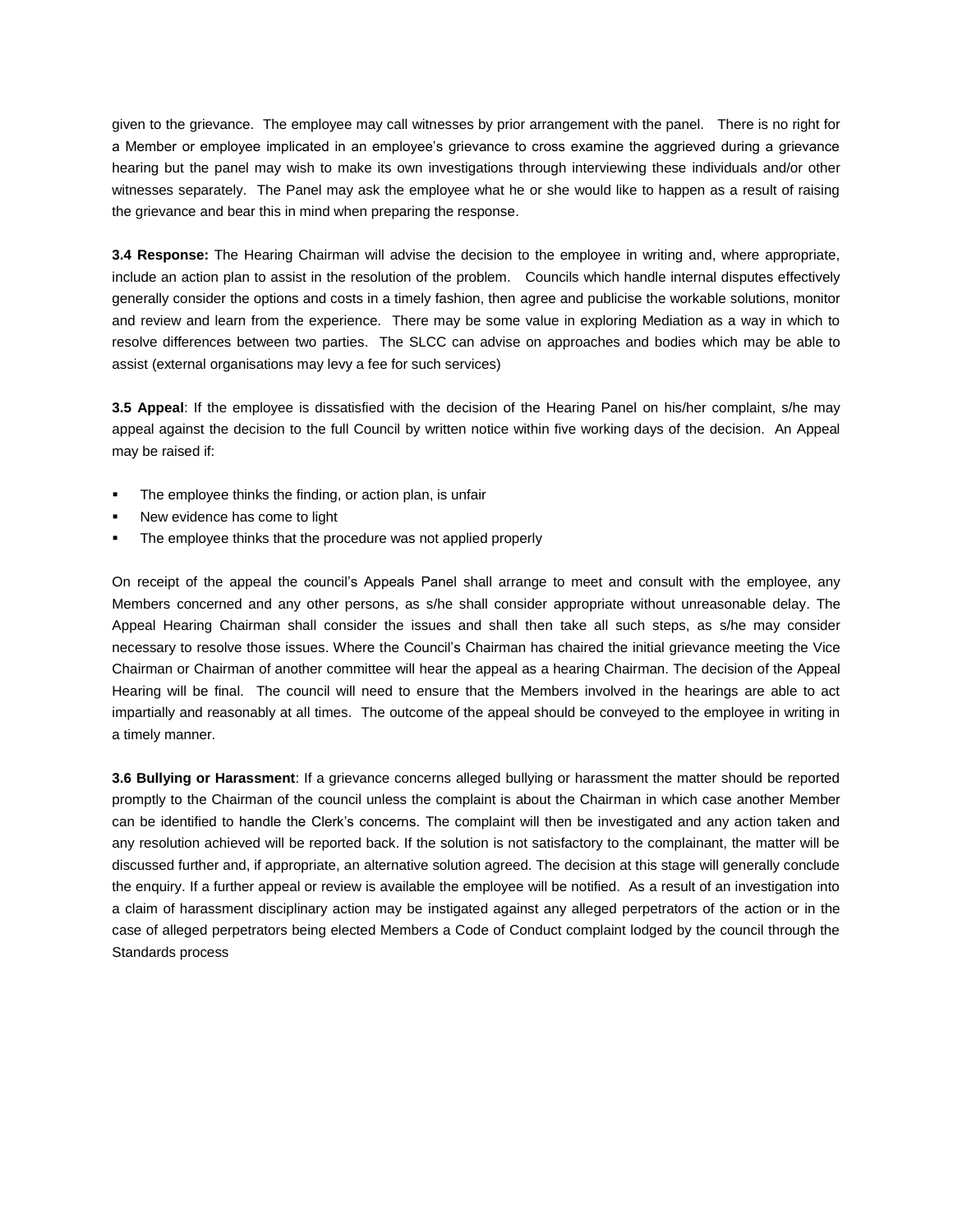given to the grievance. The employee may call witnesses by prior arrangement with the panel. There is no right for a Member or employee implicated in an employee's grievance to cross examine the aggrieved during a grievance hearing but the panel may wish to make its own investigations through interviewing these individuals and/or other witnesses separately. The Panel may ask the employee what he or she would like to happen as a result of raising the grievance and bear this in mind when preparing the response.

**3.4 Response:** The Hearing Chairman will advise the decision to the employee in writing and, where appropriate, include an action plan to assist in the resolution of the problem. Councils which handle internal disputes effectively generally consider the options and costs in a timely fashion, then agree and publicise the workable solutions, monitor and review and learn from the experience. There may be some value in exploring Mediation as a way in which to resolve differences between two parties. The SLCC can advise on approaches and bodies which may be able to assist (external organisations may levy a fee for such services)

**3.5 Appeal**: If the employee is dissatisfied with the decision of the Hearing Panel on his/her complaint, s/he may appeal against the decision to the full Council by written notice within five working days of the decision. An Appeal may be raised if:

- The employee thinks the finding, or action plan, is unfair
- New evidence has come to light
- The employee thinks that the procedure was not applied properly

On receipt of the appeal the council's Appeals Panel shall arrange to meet and consult with the employee, any Members concerned and any other persons, as s/he shall consider appropriate without unreasonable delay. The Appeal Hearing Chairman shall consider the issues and shall then take all such steps, as s/he may consider necessary to resolve those issues. Where the Council's Chairman has chaired the initial grievance meeting the Vice Chairman or Chairman of another committee will hear the appeal as a hearing Chairman. The decision of the Appeal Hearing will be final. The council will need to ensure that the Members involved in the hearings are able to act impartially and reasonably at all times. The outcome of the appeal should be conveyed to the employee in writing in a timely manner.

**3.6 Bullying or Harassment**: If a grievance concerns alleged bullying or harassment the matter should be reported promptly to the Chairman of the council unless the complaint is about the Chairman in which case another Member can be identified to handle the Clerk's concerns. The complaint will then be investigated and any action taken and any resolution achieved will be reported back. If the solution is not satisfactory to the complainant, the matter will be discussed further and, if appropriate, an alternative solution agreed. The decision at this stage will generally conclude the enquiry. If a further appeal or review is available the employee will be notified. As a result of an investigation into a claim of harassment disciplinary action may be instigated against any alleged perpetrators of the action or in the case of alleged perpetrators being elected Members a Code of Conduct complaint lodged by the council through the Standards process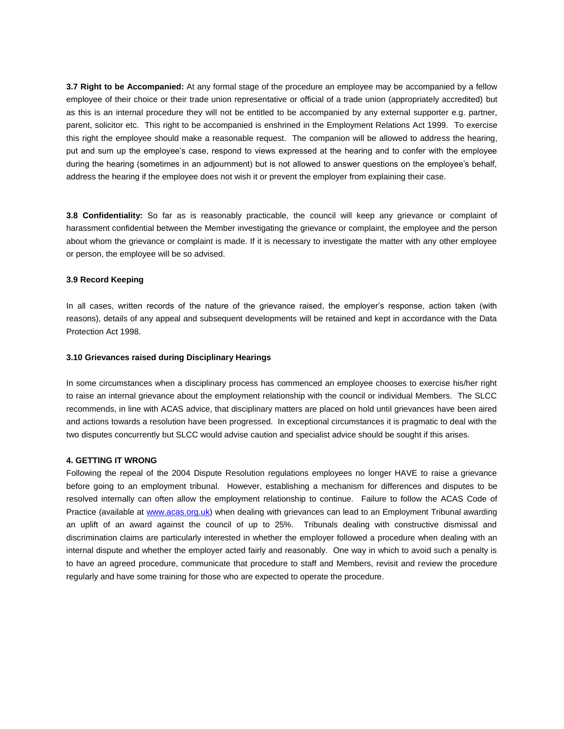**3.7 Right to be Accompanied:** At any formal stage of the procedure an employee may be accompanied by a fellow employee of their choice or their trade union representative or official of a trade union (appropriately accredited) but as this is an internal procedure they will not be entitled to be accompanied by any external supporter e.g. partner, parent, solicitor etc. This right to be accompanied is enshrined in the Employment Relations Act 1999. To exercise this right the employee should make a reasonable request. The companion will be allowed to address the hearing, put and sum up the employee's case, respond to views expressed at the hearing and to confer with the employee during the hearing (sometimes in an adjournment) but is not allowed to answer questions on the employee's behalf, address the hearing if the employee does not wish it or prevent the employer from explaining their case.

**3.8 Confidentiality:** So far as is reasonably practicable, the council will keep any grievance or complaint of harassment confidential between the Member investigating the grievance or complaint, the employee and the person about whom the grievance or complaint is made. If it is necessary to investigate the matter with any other employee or person, the employee will be so advised.

**3.9 Record Keeping**

In all cases, written records of the nature of the grievance raised, the employer's response, action taken (with reasons), details of any appeal and subsequent developments will be retained and kept in accordance with the Data Protection Act 1998.

**3.10 Grievances raised during Disciplinary Hearings**

In some circumstances when a disciplinary process has commenced an employee chooses to exercise his/her right to raise an internal grievance about the employment relationship with the council or individual Members. The SLCC recommends, in line with ACAS advice, that disciplinary matters are placed on hold until grievances have been aired and actions towards a resolution have been progressed. In exceptional circumstances it is pragmatic to deal with the two disputes concurrently but SLCC would advise caution and specialist advice should be sought if this arises.

**4. GETTING IT WRONG**

Following the repeal of the 2004 Dispute Resolution regulations employees no longer HAVE to raise a grievance before going to an employment tribunal. However, establishing a mechanism for differences and disputes to be resolved internally can often allow the employment relationship to continue. Failure to follow the ACAS Code of Practice (available at [www.acas.org.uk](http://www.acas.org.uk)) when dealing with grievances can lead to an Employment Tribunal awarding an uplift of an award against the council of up to 25%. Tribunals dealing with constructive dismissal and discrimination claims are particularly interested in whether the employer followed a procedure when dealing with an internal dispute and whether the employer acted fairly and reasonably. One way in which to avoid such a penalty is to have an agreed procedure, communicate that procedure to staff and Members, revisit and review the procedure regularly and have some training for those who are expected to operate the procedure.